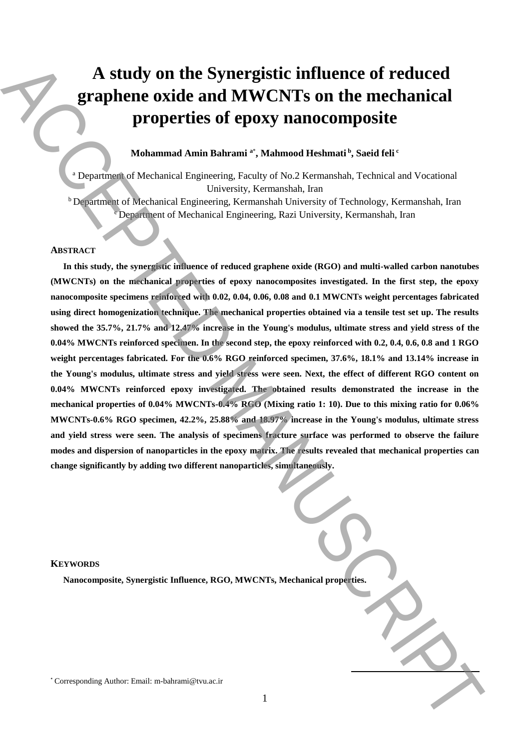# A study on the Synergistic influence of reduced graphene oxide and MWCNTs on the mechanical properties of epoxy nanocomposite

**Mohammad Amin Bahrami [a*], Mahmood Heshmati [b], Saeid feli [c]**

[a] Department of Mechanical Engineering, Faculty of No.2 Kermanshah, Technical and Vocational University, Kermanshah, Iran

[b] Department of Mechanical Engineering, Kermanshah University of Technology, Kermanshah, Iran

[c] Department of Mechanical Engineering, Razi University, Kermanshah, Iran

## ABSTRACT

**In this study, the synergistic influence of reduced graphene oxide (RGO) and multi-walled carbon nanotubes (MWCNTs) on the mechanical properties of epoxy nanocomposites investigated. In the first step, the epoxy nanocomposite specimens reinforced with 0.02, 0.04, 0.06, 0.08 and 0.1 MWCNTs weight percentages fabricated using direct homogenization technique. The mechanical properties obtained via a tensile test set up. The results showed the 35.7%, 21.7% and 12.47% increase in the Young's modulus, ultimate stress and yield stress of the 0.04% MWCNTs reinforced specimen. In the second step, the epoxy reinforced with 0.2, 0.4, 0.6, 0.8 and 1 RGO weight percentages fabricated. For the 0.6% RGO reinforced specimen, 37.6%, 18.1% and 13.14% increase in the Young's modulus, ultimate stress and yield stress were seen. Next, the effect of different RGO content on 0.04% MWCNTs reinforced epoxy investigated. The obtained results demonstrated the increase in the mechanical properties of 0.04% MWCNTs-0.4% RGO (Mixing ratio 1: 10). Due to this mixing ratio for 0.06% MWCNTs-0.6% RGO specimen, 42.2%, 25.88% and 18.97% increase in the Young's modulus, ultimate stress and yield stress were seen. The analysis of specimens fracture surface was performed to observe the failure modes and dispersion of nanoparticles in the epoxy matrix. The results revealed that mechanical properties can change significantly by adding two different nanoparticles, simultaneously.**

## KEYWORDS

**Nanocomposite, Synergistic Influence, RGO, MWCNTs, Mechanical properties.**

* Corresponding Author: Email: m-bahrami@tvu.ac.ir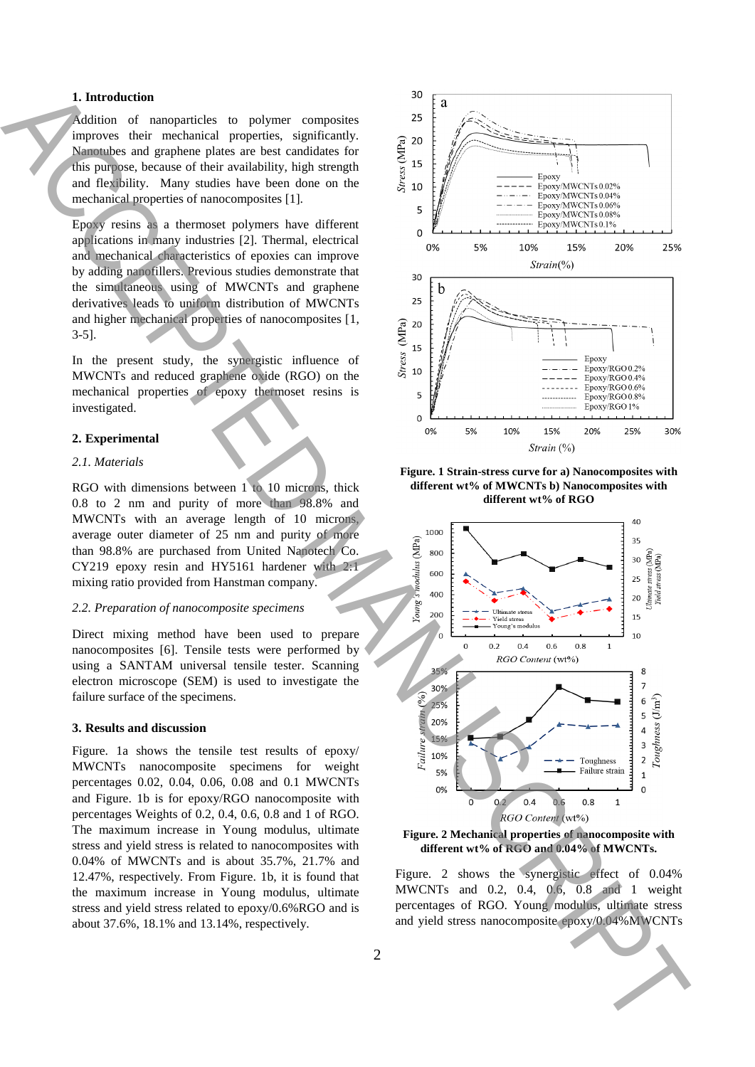## 1. Introduction

Addition of nanoparticles to polymer composites improves their mechanical properties, significantly. Nanotubes and graphene plates are best candidates for this purpose, because of their availability, high strength and flexibility. Many studies have been done on the mechanical properties of nanocomposites [1].

Epoxy resins as a thermoset polymers have different applications in many industries [2]. Thermal, electrical and mechanical characteristics of epoxies can improve by adding nanofillers. Previous studies demonstrate that the simultaneous using of MWCNTs and graphene derivatives leads to uniform distribution of MWCNTs and higher mechanical properties of nanocomposites [1, 3-5].

In the present study, the synergistic influence of MWCNTs and reduced graphene oxide (RGO) on the mechanical properties of epoxy thermoset resins is investigated.

## 2. Experimental

### 2.1. Materials

RGO with dimensions between 1 to 10 microns, thick 0.8 to 2 nm and purity of more than 98.8% and MWCNTs with an average length of 10 microns, average outer diameter of 25 nm and purity of more than 98.8% are purchased from United Nanotech Co. CY219 epoxy resin and HY5161 hardener with 2:1 mixing ratio provided from Hanstman company.

### 2.2. Preparation of nanocomposite specimens

Direct mixing method have been used to prepare nanocomposites [6]. Tensile tests were performed by using a SANTAM universal tensile tester. Scanning electron microscope (SEM) is used to investigate the failure surface of the specimens.

## 3. Results and discussion

Figure. 1a shows the tensile test results of epoxy/ MWCNTs nanocomposite specimens for weight percentages 0.02, 0.04, 0.06, 0.08 and 0.1 MWCNTs and Figure. 1b is for epoxy/RGO nanocomposite with percentages Weights of 0.2, 0.4, 0.6, 0.8 and 1 of RGO. The maximum increase in Young modulus, ultimate stress and yield stress is related to nanocomposites with 0.04% of MWCNTs and is about 35.7%, 21.7% and 12.47%, respectively. From Figure. 1b, it is found that the maximum increase in Young modulus, ultimate stress and yield stress related to epoxy/0.6%RGO and is about 37.6%, 18.1% and 13.14%, respectively.

**Figure. 1 Strain-stress curve for a) Nanocomposites with different wt% of MWCNTs b) Nanocomposites with different wt% of RGO**

**Figure. 2 Mechanical properties of nanocomposite with different wt% of RGO and 0.04% of MWCNTs.**

Figure. 2 shows the synergistic effect of 0.04% MWCNTs and 0.2, 0.4, 0.6, 0.8 and 1 weight percentages of RGO. Young modulus, ultimate stress and yield stress nanocomposite epoxy/0.04%MWCNTs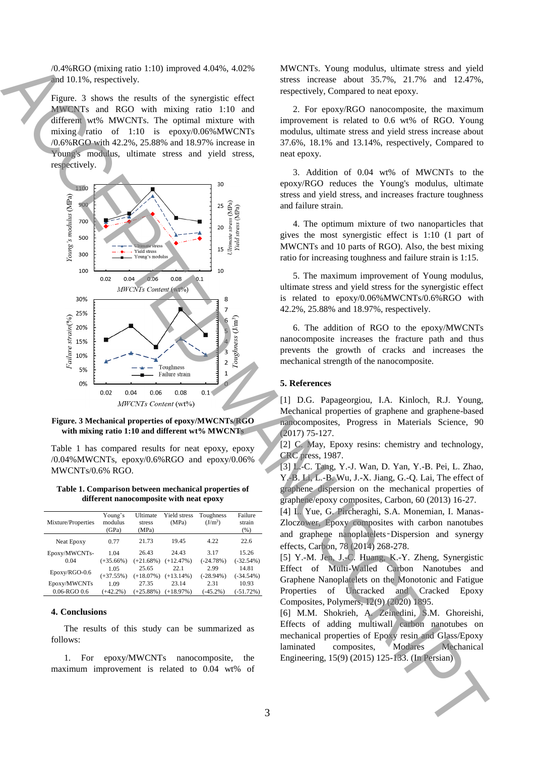/0.4%RGO (mixing ratio 1:10) improved 4.04%, 4.02% and 10.1%, respectively.

Figure. 3 shows the results of the synergistic effect MWCNTs and RGO with mixing ratio 1:10 and different wt% MWCNTs. The optimal mixture with mixing ratio of 1:10 is epoxy/0.06%MWCNTs /0.6%RGO with 42.2%, 25.88% and 18.97% increase in Young's modulus, ultimate stress and yield stress, respectively.

Young's modulus (MPa)
1100
900
700
500
300
100
0.02 0.04 0.06 0.08 0.1
MWCNTs Content (wt%)
30
25
20
15
10
Ultimate stress (MPa)
Yield stress (MPa)
Ultimate stress
Yield stress
Young's modulus

Failure strain(%)
30%
25%
20%
15%
10%
5%
0%
0.02 0.04 0.06 0.08 0.1
MWCNTs Content (wt%)
8
7
6
5
4
3
2
1
0
Toughness (J/m$^3$)
Toughness
Failure strain

**Figure. 3 Mechanical properties of epoxy/MWCNTs/RGO with mixing ratio 1:10 and different wt% MWCNTs**

Table 1 has compared results for neat epoxy, epoxy /0.04%MWCNTs, epoxy/0.6%RGO and epoxy/0.06% MWCNTs/0.6% RGO.

**Table 1. Comparison between mechanical properties of different nanocomposite with neat epoxy**

| Mixture/Properties | Young's modulus (GPa) | Ultimate stress (MPa) | Yield stress (MPa) | Toughness (J/m$^3$) | Failure strain (%) |
|---|---|---|---|---|---|
| Neat Epoxy | 0.77 | 21.73 | 19.45 | 4.22 | 22.6 |
| Epoxy/MWCNTs-0.04 | 1.04 (+35.66%) | 26.43 (+21.68%) | 24.43 (+12.47%) | 3.17 (-24.78%) | 15.26 (-32.54%) |
| Epoxy/RGO-0.6 | 1.05 (+37.55%) | 25.65 (+18.07%) | 22.1 (+13.14%) | 2.99 (-28.94%) | 14.81 (-34.54%) |
| Epoxy/MWCNTs 0.06-RGO 0.6 | 1.09 (+42.2%) | 27.35 (+25.88%) | 23.14 (+18.97%) | 2.31 (-45.2%) | 10.93 (-51.72%) |

## 4. Conclusions

The results of this study can be summarized as follows:

1. For epoxy/MWCNTs nanocomposite, the maximum improvement is related to 0.04 wt% of MWCNTs. Young modulus, ultimate stress and yield stress increase about 35.7%, 21.7% and 12.47%, respectively, Compared to neat epoxy.

2. For epoxy/RGO nanocomposite, the maximum improvement is related to 0.6 wt% of RGO. Young modulus, ultimate stress and yield stress increase about 37.6%, 18.1% and 13.14%, respectively, Compared to neat epoxy.

3. Addition of 0.04 wt% of MWCNTs to the epoxy/RGO reduces the Young's modulus, ultimate stress and yield stress, and increases fracture toughness and failure strain.

4. The optimum mixture of two nanoparticles that gives the most synergistic effect is 1:10 (1 part of MWCNTs and 10 parts of RGO). Also, the best mixing ratio for increasing toughness and failure strain is 1:15.

5. The maximum improvement of Young modulus, ultimate stress and yield stress for the synergistic effect is related to epoxy/0.06%MWCNTs/0.6%RGO with 42.2%, 25.88% and 18.97%, respectively.

6. The addition of RGO to the epoxy/MWCNTs nanocomposite increases the fracture path and thus prevents the growth of cracks and increases the mechanical strength of the nanocomposite.

## 5. References

[1] D.G. Papageorgiou, I.A. Kinloch, R.J. Young, Mechanical properties of graphene and graphene-based nanocomposites, Progress in Materials Science, 90 (2017) 75-127.

[2] C. May, Epoxy resins: chemistry and technology, CRC press, 1987.

[3] L.-C. Tang, Y.-J. Wan, D. Yan, Y.-B. Pei, L. Zhao, Y.-B. Li, L.-B. Wu, J.-X. Jiang, G.-Q. Lai, The effect of graphene dispersion on the mechanical properties of graphene/epoxy composites, Carbon, 60 (2013) 16-27.

[4] L. Yue, G. Pircheraghi, S.A. Monemian, I. Manas-Zloczower, Epoxy composites with carbon nanotubes and graphene nanoplatelets–Dispersion and synergy effects, Carbon, 78 (2014) 268-278.

[5] Y.-M. Jen, J.-C. Huang, K.-Y. Zheng, Synergistic Effect of Multi-Walled Carbon Nanotubes and Graphene Nanoplatelets on the Monotonic and Fatigue Properties of Uncracked and Cracked Epoxy Composites, Polymers, 12(9) (2020) 1895.

[6] M.M. Shokrieh, A. Zeinedini, S.M. Ghoreishi, Effects of adding multiwall carbon nanotubes on mechanical properties of Epoxy resin and Glass/Epoxy laminated composites, Modares Mechanical Engineering, 15(9) (2015) 125-133. (In Persian)